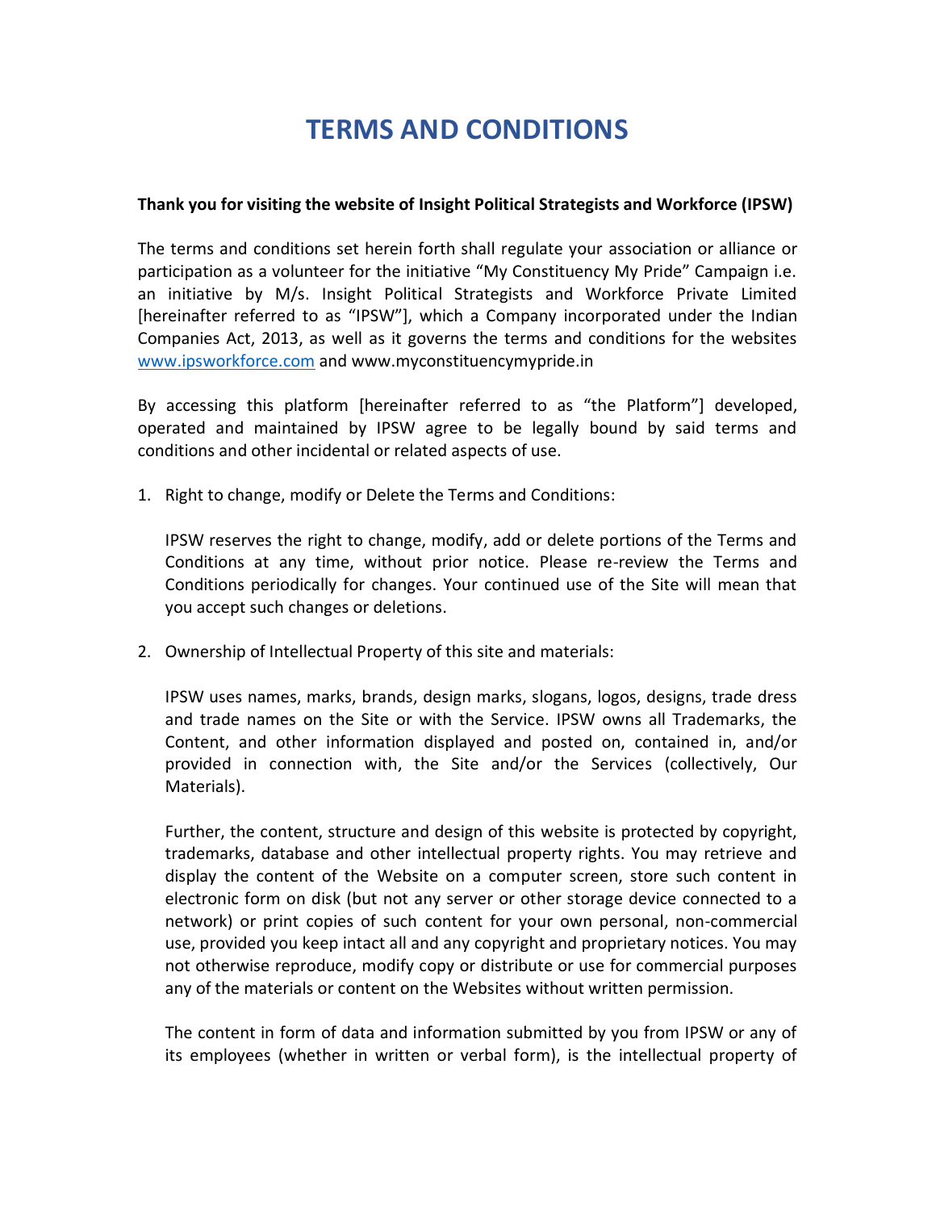# TERMS AND CONDITIONS

**Thank you for visiting the website of Insight Political Strategists and Workforce (IPSW)**

The terms and conditions set herein forth shall regulate your association or alliance or participation as a volunteer for the initiative "My Constituency My Pride" Campaign i.e. an initiative by M/s. Insight Political Strategists and Workforce Private Limited [hereinafter referred to as "IPSW"], which a Company incorporated under the Indian Companies Act, 2013, as well as it governs the terms and conditions for the websites www.ipsworkforce.com and www.myconstituencymypride.in

By accessing this platform [hereinafter referred to as "the Platform"] developed, operated and maintained by IPSW agree to be legally bound by said terms and conditions and other incidental or related aspects of use.

1. Right to change, modify or Delete the Terms and Conditions:

   IPSW reserves the right to change, modify, add or delete portions of the Terms and Conditions at any time, without prior notice. Please re-review the Terms and Conditions periodically for changes. Your continued use of the Site will mean that you accept such changes or deletions.

2. Ownership of Intellectual Property of this site and materials:

   IPSW uses names, marks, brands, design marks, slogans, logos, designs, trade dress and trade names on the Site or with the Service. IPSW owns all Trademarks, the Content, and other information displayed and posted on, contained in, and/or provided in connection with, the Site and/or the Services (collectively, Our Materials).

   Further, the content, structure and design of this website is protected by copyright, trademarks, database and other intellectual property rights. You may retrieve and display the content of the Website on a computer screen, store such content in electronic form on disk (but not any server or other storage device connected to a network) or print copies of such content for your own personal, non-commercial use, provided you keep intact all and any copyright and proprietary notices. You may not otherwise reproduce, modify copy or distribute or use for commercial purposes any of the materials or content on the Websites without written permission.

   The content in form of data and information submitted by you from IPSW or any of its employees (whether in written or verbal form), is the intellectual property of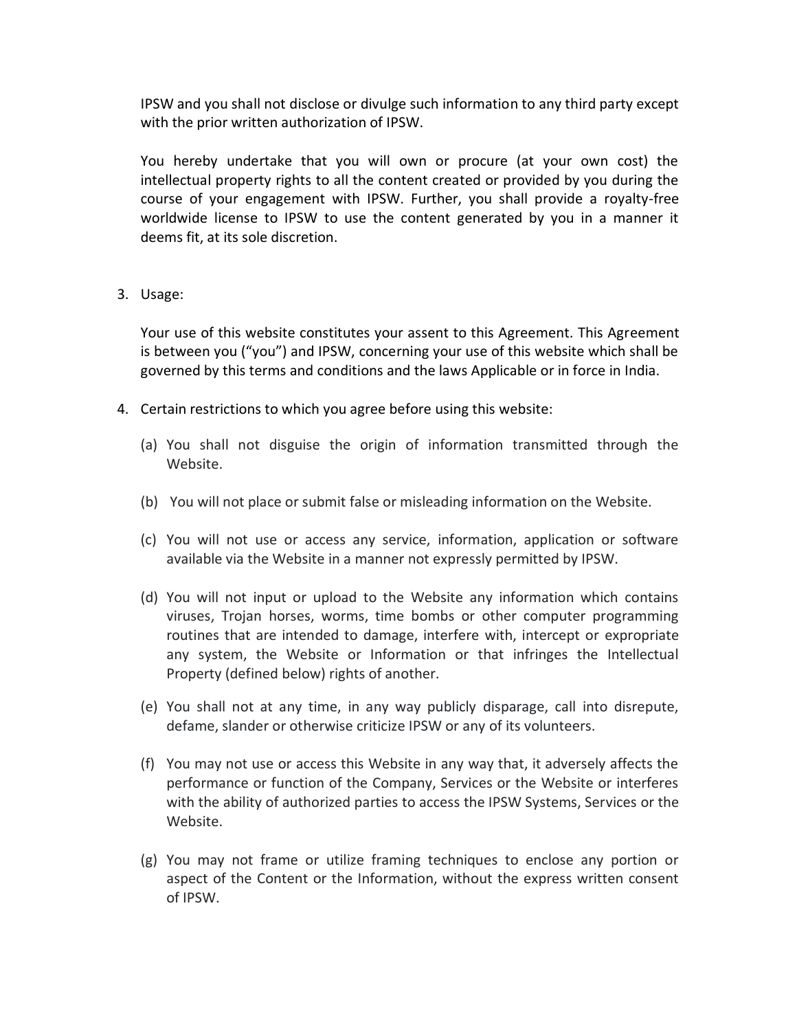IPSW and you shall not disclose or divulge such information to any third party except with the prior written authorization of IPSW.

You hereby undertake that you will own or procure (at your own cost) the intellectual property rights to all the content created or provided by you during the course of your engagement with IPSW. Further, you shall provide a royalty-free worldwide license to IPSW to use the content generated by you in a manner it deems fit, at its sole discretion.

3. Usage:

   Your use of this website constitutes your assent to this Agreement. This Agreement is between you ("you") and IPSW, concerning your use of this website which shall be governed by this terms and conditions and the laws Applicable or in force in India.

4. Certain restrictions to which you agree before using this website:

   (a) You shall not disguise the origin of information transmitted through the Website.

   (b) You will not place or submit false or misleading information on the Website.

   (c) You will not use or access any service, information, application or software available via the Website in a manner not expressly permitted by IPSW.

   (d) You will not input or upload to the Website any information which contains viruses, Trojan horses, worms, time bombs or other computer programming routines that are intended to damage, interfere with, intercept or expropriate any system, the Website or Information or that infringes the Intellectual Property (defined below) rights of another.

   (e) You shall not at any time, in any way publicly disparage, call into disrepute, defame, slander or otherwise criticize IPSW or any of its volunteers.

   (f) You may not use or access this Website in any way that, it adversely affects the performance or function of the Company, Services or the Website or interferes with the ability of authorized parties to access the IPSW Systems, Services or the Website.

   (g) You may not frame or utilize framing techniques to enclose any portion or aspect of the Content or the Information, without the express written consent of IPSW.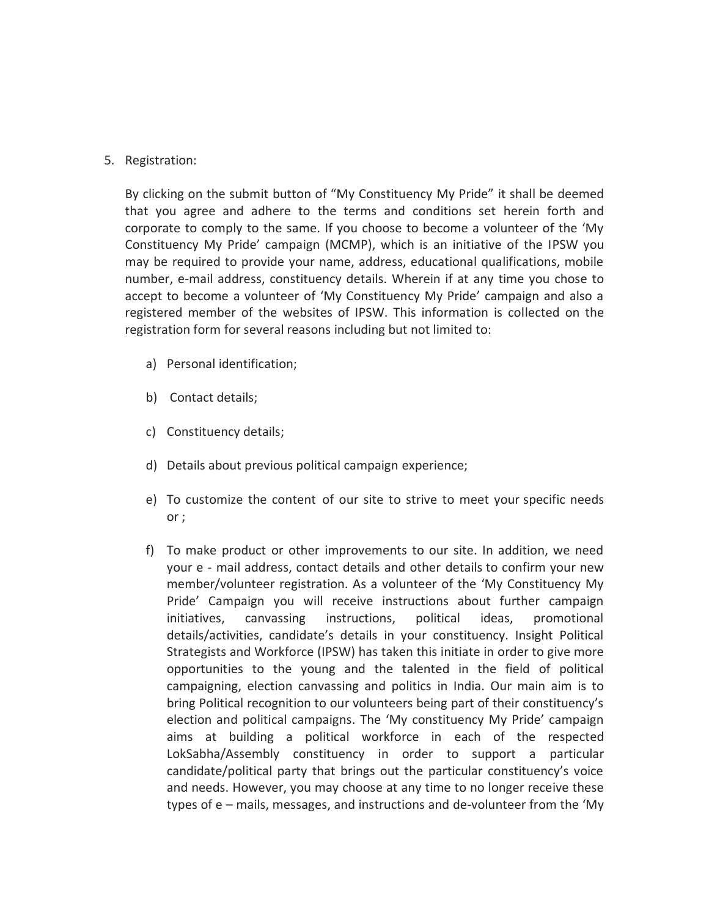5. Registration:

   By clicking on the submit button of “My Constituency My Pride” it shall be deemed that you agree and adhere to the terms and conditions set herein forth and corporate to comply to the same. If you choose to become a volunteer of the ‘My Constituency My Pride’ campaign (MCMP), which is an initiative of the IPSW you may be required to provide your name, address, educational qualifications, mobile number, e-mail address, constituency details. Wherein if at any time you chose to accept to become a volunteer of ‘My Constituency My Pride’ campaign and also a registered member of the websites of IPSW. This information is collected on the registration form for several reasons including but not limited to:

   a) Personal identification;

   b) Contact details;

   c) Constituency details;

   d) Details about previous political campaign experience;

   e) To customize the content of our site to strive to meet your specific needs or ;

   f) To make product or other improvements to our site. In addition, we need your e - mail address, contact details and other details to confirm your new member/volunteer registration. As a volunteer of the ‘My Constituency My Pride’ Campaign you will receive instructions about further campaign initiatives, canvassing instructions, political ideas, promotional details/activities, candidate’s details in your constituency. Insight Political Strategists and Workforce (IPSW) has taken this initiate in order to give more opportunities to the young and the talented in the field of political campaigning, election canvassing and politics in India. Our main aim is to bring Political recognition to our volunteers being part of their constituency’s election and political campaigns. The ‘My constituency My Pride’ campaign aims at building a political workforce in each of the respected LokSabha/Assembly constituency in order to support a particular candidate/political party that brings out the particular constituency’s voice and needs. However, you may choose at any time to no longer receive these types of e – mails, messages, and instructions and de-volunteer from the ‘My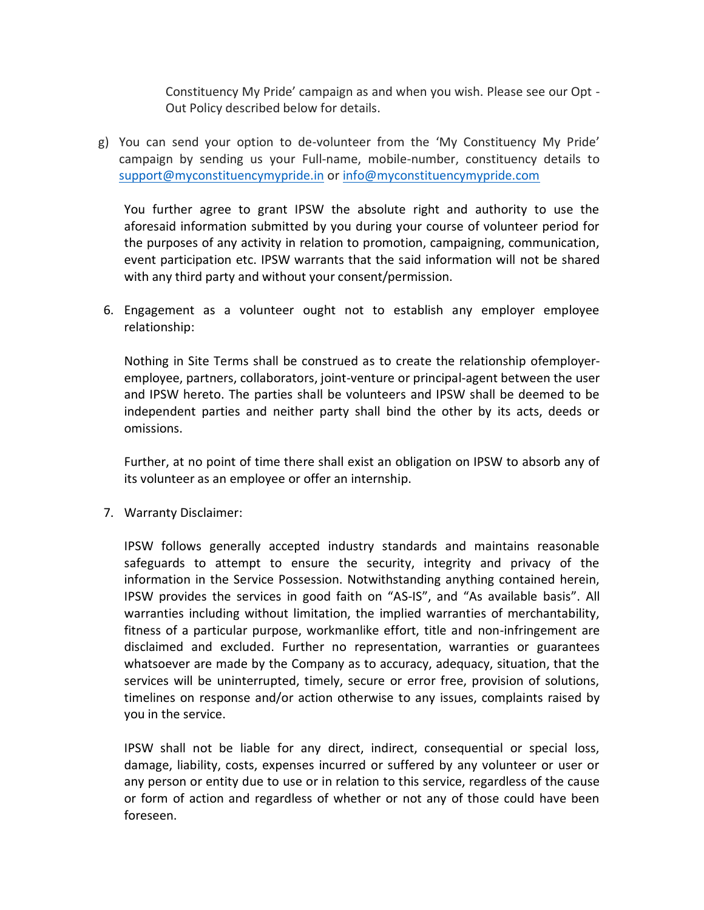Constituency My Pride' campaign as and when you wish. Please see our Opt - Out Policy described below for details.

g) You can send your option to de-volunteer from the 'My Constituency My Pride' campaign by sending us your Full-name, mobile-number, constituency details to support@myconstituencymypride.in or info@myconstituencymypride.com

You further agree to grant IPSW the absolute right and authority to use the aforesaid information submitted by you during your course of volunteer period for the purposes of any activity in relation to promotion, campaigning, communication, event participation etc. IPSW warrants that the said information will not be shared with any third party and without your consent/permission.

6. Engagement as a volunteer ought not to establish any employer employee relationship:

   Nothing in Site Terms shall be construed as to create the relationship ofemployer-employee, partners, collaborators, joint-venture or principal-agent between the user and IPSW hereto. The parties shall be volunteers and IPSW shall be deemed to be independent parties and neither party shall bind the other by its acts, deeds or omissions.

   Further, at no point of time there shall exist an obligation on IPSW to absorb any of its volunteer as an employee or offer an internship.

7. Warranty Disclaimer:

   IPSW follows generally accepted industry standards and maintains reasonable safeguards to attempt to ensure the security, integrity and privacy of the information in the Service Possession. Notwithstanding anything contained herein, IPSW provides the services in good faith on "AS-IS", and "As available basis". All warranties including without limitation, the implied warranties of merchantability, fitness of a particular purpose, workmanlike effort, title and non-infringement are disclaimed and excluded. Further no representation, warranties or guarantees whatsoever are made by the Company as to accuracy, adequacy, situation, that the services will be uninterrupted, timely, secure or error free, provision of solutions, timelines on response and/or action otherwise to any issues, complaints raised by you in the service.

   IPSW shall not be liable for any direct, indirect, consequential or special loss, damage, liability, costs, expenses incurred or suffered by any volunteer or user or any person or entity due to use or in relation to this service, regardless of the cause or form of action and regardless of whether or not any of those could have been foreseen.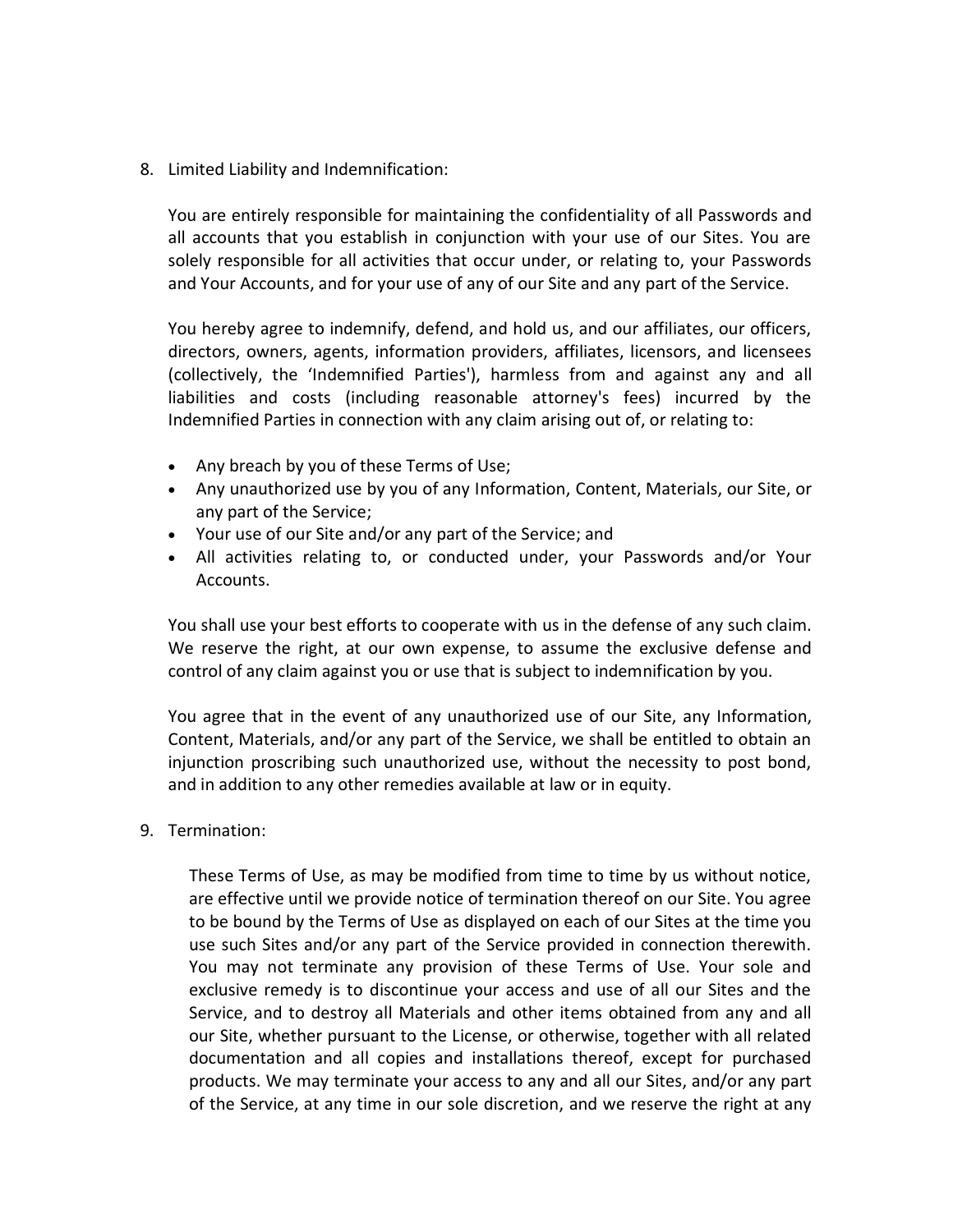8. Limited Liability and Indemnification:

   You are entirely responsible for maintaining the confidentiality of all Passwords and all accounts that you establish in conjunction with your use of our Sites. You are solely responsible for all activities that occur under, or relating to, your Passwords and Your Accounts, and for your use of any of our Site and any part of the Service.

   You hereby agree to indemnify, defend, and hold us, and our affiliates, our officers, directors, owners, agents, information providers, affiliates, licensors, and licensees (collectively, the 'Indemnified Parties'), harmless from and against any and all liabilities and costs (including reasonable attorney's fees) incurred by the Indemnified Parties in connection with any claim arising out of, or relating to:

   - Any breach by you of these Terms of Use;
   - Any unauthorized use by you of any Information, Content, Materials, our Site, or any part of the Service;
   - Your use of our Site and/or any part of the Service; and
   - All activities relating to, or conducted under, your Passwords and/or Your Accounts.

   You shall use your best efforts to cooperate with us in the defense of any such claim. We reserve the right, at our own expense, to assume the exclusive defense and control of any claim against you or use that is subject to indemnification by you.

   You agree that in the event of any unauthorized use of our Site, any Information, Content, Materials, and/or any part of the Service, we shall be entitled to obtain an injunction proscribing such unauthorized use, without the necessity to post bond, and in addition to any other remedies available at law or in equity.

9. Termination:

   These Terms of Use, as may be modified from time to time by us without notice, are effective until we provide notice of termination thereof on our Site. You agree to be bound by the Terms of Use as displayed on each of our Sites at the time you use such Sites and/or any part of the Service provided in connection therewith. You may not terminate any provision of these Terms of Use. Your sole and exclusive remedy is to discontinue your access and use of all our Sites and the Service, and to destroy all Materials and other items obtained from any and all our Site, whether pursuant to the License, or otherwise, together with all related documentation and all copies and installations thereof, except for purchased products. We may terminate your access to any and all our Sites, and/or any part of the Service, at any time in our sole discretion, and we reserve the right at any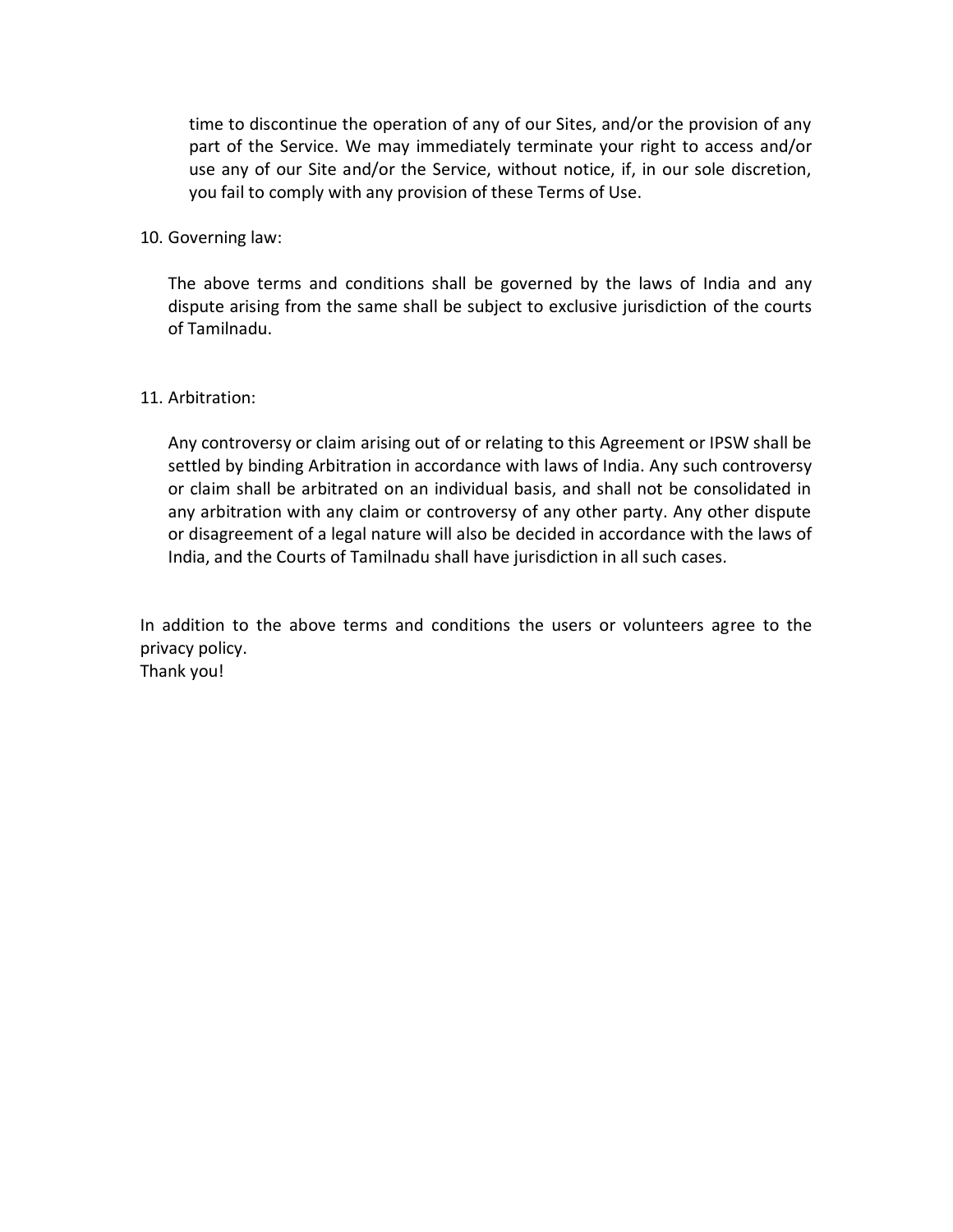time to discontinue the operation of any of our Sites, and/or the provision of any part of the Service. We may immediately terminate your right to access and/or use any of our Site and/or the Service, without notice, if, in our sole discretion, you fail to comply with any provision of these Terms of Use.

10. Governing law:

    The above terms and conditions shall be governed by the laws of India and any dispute arising from the same shall be subject to exclusive jurisdiction of the courts of Tamilnadu.

11. Arbitration:

    Any controversy or claim arising out of or relating to this Agreement or IPSW shall be settled by binding Arbitration in accordance with laws of India. Any such controversy or claim shall be arbitrated on an individual basis, and shall not be consolidated in any arbitration with any claim or controversy of any other party. Any other dispute or disagreement of a legal nature will also be decided in accordance with the laws of India, and the Courts of Tamilnadu shall have jurisdiction in all such cases.

In addition to the above terms and conditions the users or volunteers agree to the privacy policy.
Thank you!